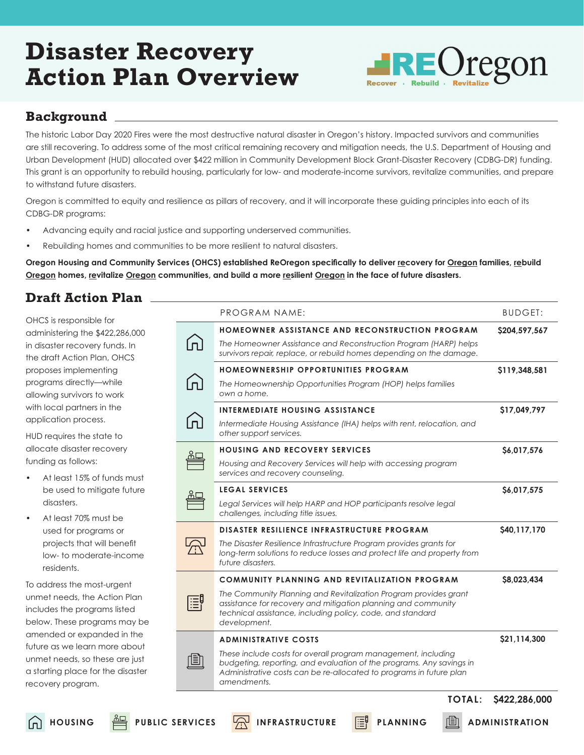# Disaster Recovery Action Plan Overview

REOregon
Recover · Rebuild · Revitalize

## Background

The historic Labor Day 2020 Fires were the most destructive natural disaster in Oregon's history. Impacted survivors and communities are still recovering. To address some of the most critical remaining recovery and mitigation needs, the U.S. Department of Housing and Urban Development (HUD) allocated over $422 million in Community Development Block Grant-Disaster Recovery (CDBG-DR) funding. This grant is an opportunity to rebuild housing, particularly for low- and moderate-income survivors, revitalize communities, and prepare to withstand future disasters.

Oregon is committed to equity and resilience as pillars of recovery, and it will incorporate these guiding principles into each of its CDBG-DR programs:

- Advancing equity and racial justice and supporting underserved communities.
- Rebuilding homes and communities to be more resilient to natural disasters.

**Oregon Housing and Community Services (OHCS) established ReOregon specifically to deliver recovery for Oregon families, rebuild Oregon homes, revitalize Oregon communities, and build a more resilient Oregon in the face of future disasters.**

## Draft Action Plan

OHCS is responsible for administering the $422,286,000 in disaster recovery funds. In the draft Action Plan, OHCS proposes implementing programs directly—while allowing survivors to work with local partners in the application process.

HUD requires the state to allocate disaster recovery funding as follows:

- At least 15% of funds must be used to mitigate future disasters.
- At least 70% must be used for programs or projects that will benefit low- to moderate-income residents.

To address the most-urgent unmet needs, the Action Plan includes the programs listed below. These programs may be amended or expanded in the future as we learn more about unmet needs, so these are just a starting place for the disaster recovery program.

| Category | PROGRAM NAME: | BUDGET: |
|---|---|---|
| Housing | **HOMEOWNER ASSISTANCE AND RECONSTRUCTION PROGRAM**<br>*The Homeowner Assistance and Reconstruction Program (HARP) helps survivors repair, replace, or rebuild homes depending on the damage.* | $204,597,567 |
| Housing | **HOMEOWNERSHIP OPPORTUNITIES PROGRAM**<br>*The Homeownership Opportunities Program (HOP) helps families own a home.* | $119,348,581 |
| Housing | **INTERMEDIATE HOUSING ASSISTANCE**<br>*Intermediate Housing Assistance (IHA) helps with rent, relocation, and other support services.* | $17,049,797 |
| Public Services | **HOUSING AND RECOVERY SERVICES**<br>*Housing and Recovery Services will help with accessing program services and recovery counseling.* | $6,017,576 |
| Public Services | **LEGAL SERVICES**<br>*Legal Services will help HARP and HOP participants resolve legal challenges, including title issues.* | $6,017,575 |
| Infrastructure | **DISASTER RESILIENCE INFRASTRUCTURE PROGRAM**<br>*The Disaster Resilience Infrastructure Program provides grants for long-term solutions to reduce losses and protect life and property from future disasters.* | $40,117,170 |
| Planning | **COMMUNITY PLANNING AND REVITALIZATION PROGRAM**<br>*The Community Planning and Revitalization Program provides grant assistance for recovery and mitigation planning and community technical assistance, including policy, code, and standard development.* | $8,023,434 |
| Administration | **ADMINISTRATIVE COSTS**<br>*These include costs for overall program management, including budgeting, reporting, and evaluation of the programs. Any savings in Administrative costs can be re-allocated to programs in future plan amendments.* | $21,114,300 |
| | **TOTAL:** | **$422,286,000** |

HOUSING · PUBLIC SERVICES · INFRASTRUCTURE · PLANNING · ADMINISTRATION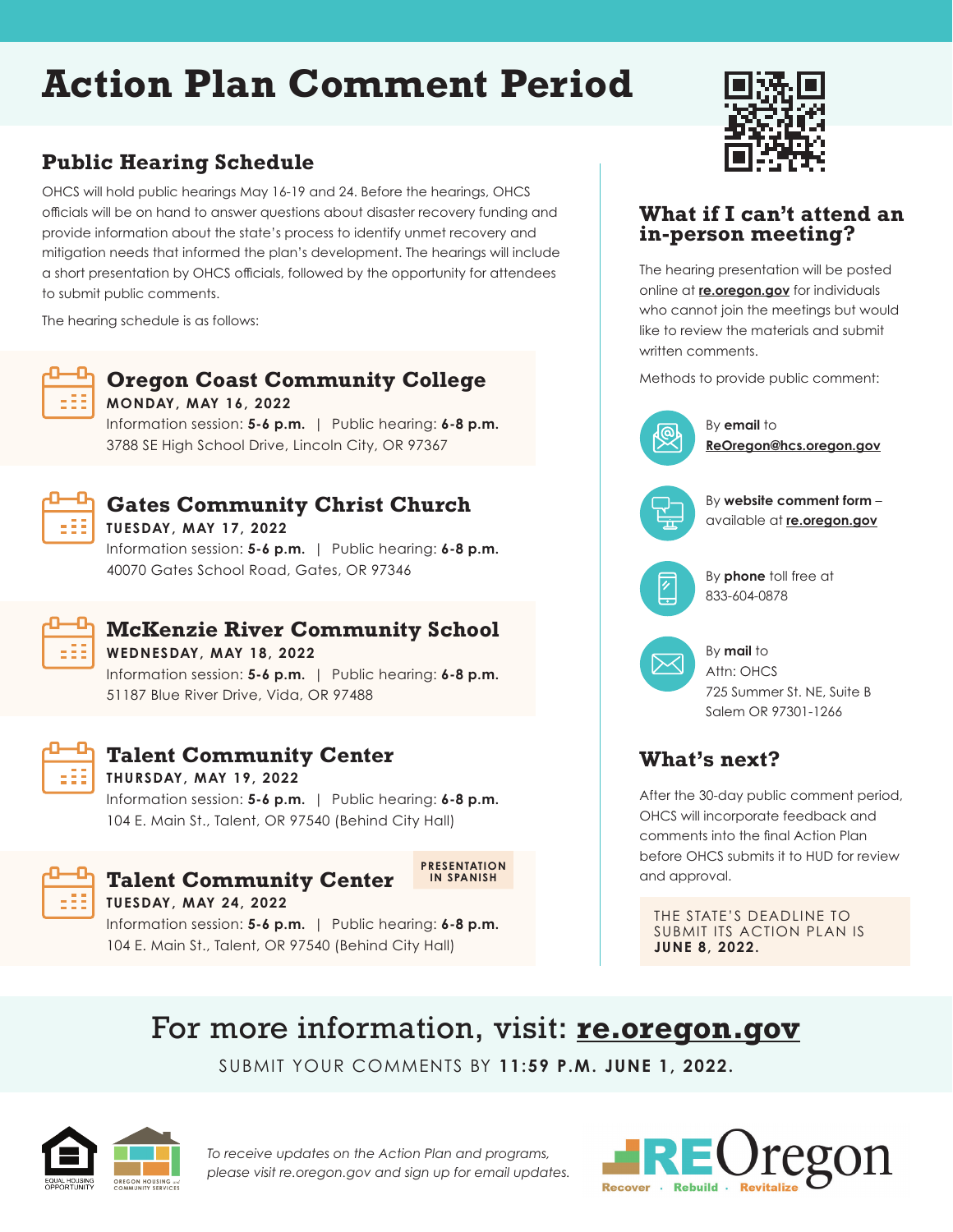# Action Plan Comment Period

## Public Hearing Schedule

OHCS will hold public hearings May 16-19 and 24. Before the hearings, OHCS officials will be on hand to answer questions about disaster recovery funding and provide information about the state's process to identify unmet recovery and mitigation needs that informed the plan's development. The hearings will include a short presentation by OHCS officials, followed by the opportunity for attendees to submit public comments.

The hearing schedule is as follows:

### Oregon Coast Community College

**MONDAY, MAY 16, 2022**

Information session: **5-6 p.m.** | Public hearing: **6-8 p.m.**

3788 SE High School Drive, Lincoln City, OR 97367

### Gates Community Christ Church

**TUESDAY, MAY 17, 2022**

Information session: **5-6 p.m.** | Public hearing: **6-8 p.m.**

40070 Gates School Road, Gates, OR 97346

### McKenzie River Community School

**WEDNESDAY, MAY 18, 2022**

Information session: **5-6 p.m.** | Public hearing: **6-8 p.m.**

51187 Blue River Drive, Vida, OR 97488

### Talent Community Center

**THURSDAY, MAY 19, 2022**

Information session: **5-6 p.m.** | Public hearing: **6-8 p.m.**

104 E. Main St., Talent, OR 97540 (Behind City Hall)

### Talent Community Center

**PRESENTATION IN SPANISH**

**TUESDAY, MAY 24, 2022**

Information session: **5-6 p.m.** | Public hearing: **6-8 p.m.**

104 E. Main St., Talent, OR 97540 (Behind City Hall)

## What if I can't attend an in-person meeting?

The hearing presentation will be posted online at **re.oregon.gov** for individuals who cannot join the meetings but would like to review the materials and submit written comments.

Methods to provide public comment:

- By **email** to **ReOregon@hcs.oregon.gov**
- By **website comment form** – available at **re.oregon.gov**
- By **phone** toll free at 833-604-0878
- By **mail** to Attn: OHCS, 725 Summer St. NE, Suite B, Salem OR 97301-1266

## What's next?

After the 30-day public comment period, OHCS will incorporate feedback and comments into the final Action Plan before OHCS submits it to HUD for review and approval.

THE STATE'S DEADLINE TO SUBMIT ITS ACTION PLAN IS **JUNE 8, 2022.**

## For more information, visit: re.oregon.gov

SUBMIT YOUR COMMENTS BY **11:59 P.M. JUNE 1, 2022.**

EQUAL HOUSING OPPORTUNITY

OREGON HOUSING and COMMUNITY SERVICES

*To receive updates on the Action Plan and programs, please visit re.oregon.gov and sign up for email updates.*

REOregon — Recover · Rebuild · Revitalize